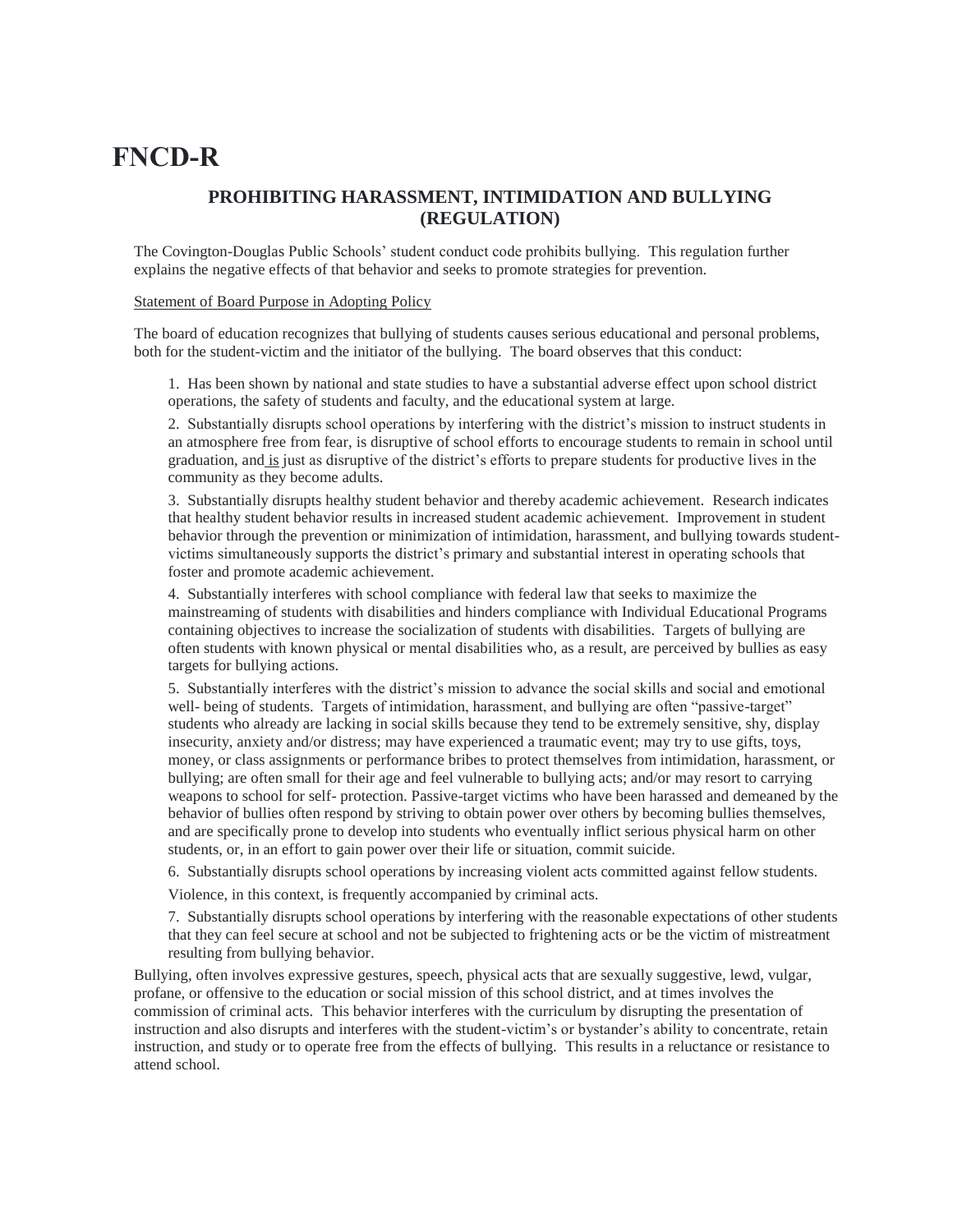# FNCD-R

## PROHIBITING HARASSMENT, INTIMIDATION AND BULLYING (REGULATION)

The Covington-Douglas Public Schools' student conduct code prohibits bullying. This regulation further explains the negative effects of that behavior and seeks to promote strategies for prevention.

Statement of Board Purpose in Adopting Policy

The board of education recognizes that bullying of students causes serious educational and personal problems, both for the student-victim and the initiator of the bullying. The board observes that this conduct:

1. Has been shown by national and state studies to have a substantial adverse effect upon school district operations, the safety of students and faculty, and the educational system at large.

2. Substantially disrupts school operations by interfering with the district's mission to instruct students in an atmosphere free from fear, is disruptive of school efforts to encourage students to remain in school until graduation, and is just as disruptive of the district's efforts to prepare students for productive lives in the community as they become adults.

3. Substantially disrupts healthy student behavior and thereby academic achievement. Research indicates that healthy student behavior results in increased student academic achievement. Improvement in student behavior through the prevention or minimization of intimidation, harassment, and bullying towards student-victims simultaneously supports the district's primary and substantial interest in operating schools that foster and promote academic achievement.

4. Substantially interferes with school compliance with federal law that seeks to maximize the mainstreaming of students with disabilities and hinders compliance with Individual Educational Programs containing objectives to increase the socialization of students with disabilities. Targets of bullying are often students with known physical or mental disabilities who, as a result, are perceived by bullies as easy targets for bullying actions.

5. Substantially interferes with the district's mission to advance the social skills and social and emotional well- being of students. Targets of intimidation, harassment, and bullying are often "passive-target" students who already are lacking in social skills because they tend to be extremely sensitive, shy, display insecurity, anxiety and/or distress; may have experienced a traumatic event; may try to use gifts, toys, money, or class assignments or performance bribes to protect themselves from intimidation, harassment, or bullying; are often small for their age and feel vulnerable to bullying acts; and/or may resort to carrying weapons to school for self- protection. Passive-target victims who have been harassed and demeaned by the behavior of bullies often respond by striving to obtain power over others by becoming bullies themselves, and are specifically prone to develop into students who eventually inflict serious physical harm on other students, or, in an effort to gain power over their life or situation, commit suicide.

6. Substantially disrupts school operations by increasing violent acts committed against fellow students.

Violence, in this context, is frequently accompanied by criminal acts.

7. Substantially disrupts school operations by interfering with the reasonable expectations of other students that they can feel secure at school and not be subjected to frightening acts or be the victim of mistreatment resulting from bullying behavior.

Bullying, often involves expressive gestures, speech, physical acts that are sexually suggestive, lewd, vulgar, profane, or offensive to the education or social mission of this school district, and at times involves the commission of criminal acts. This behavior interferes with the curriculum by disrupting the presentation of instruction and also disrupts and interferes with the student-victim's or bystander's ability to concentrate, retain instruction, and study or to operate free from the effects of bullying. This results in a reluctance or resistance to attend school.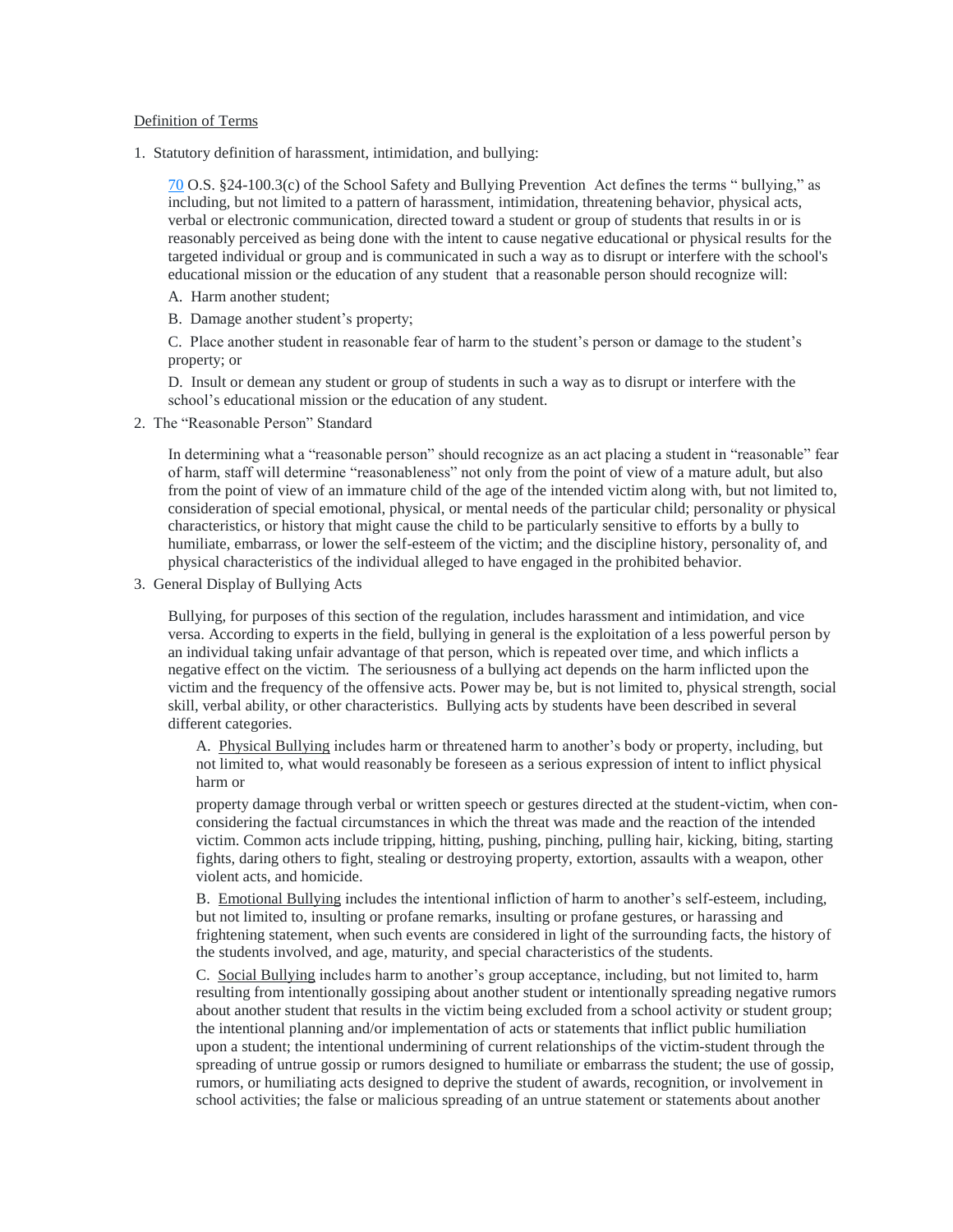Definition of Terms

1. Statutory definition of harassment, intimidation, and bullying:

   70 O.S. §24-100.3(c) of the School Safety and Bullying Prevention Act defines the terms " bullying," as including, but not limited to a pattern of harassment, intimidation, threatening behavior, physical acts, verbal or electronic communication, directed toward a student or group of students that results in or is reasonably perceived as being done with the intent to cause negative educational or physical results for the targeted individual or group and is communicated in such a way as to disrupt or interfere with the school's educational mission or the education of any student that a reasonable person should recognize will:

   A. Harm another student;

   B. Damage another student's property;

   C. Place another student in reasonable fear of harm to the student's person or damage to the student's property; or

   D. Insult or demean any student or group of students in such a way as to disrupt or interfere with the school's educational mission or the education of any student.

2. The "Reasonable Person" Standard

   In determining what a "reasonable person" should recognize as an act placing a student in "reasonable" fear of harm, staff will determine "reasonableness" not only from the point of view of a mature adult, but also from the point of view of an immature child of the age of the intended victim along with, but not limited to, consideration of special emotional, physical, or mental needs of the particular child; personality or physical characteristics, or history that might cause the child to be particularly sensitive to efforts by a bully to humiliate, embarrass, or lower the self-esteem of the victim; and the discipline history, personality of, and physical characteristics of the individual alleged to have engaged in the prohibited behavior.

3. General Display of Bullying Acts

   Bullying, for purposes of this section of the regulation, includes harassment and intimidation, and vice versa. According to experts in the field, bullying in general is the exploitation of a less powerful person by an individual taking unfair advantage of that person, which is repeated over time, and which inflicts a negative effect on the victim. The seriousness of a bullying act depends on the harm inflicted upon the victim and the frequency of the offensive acts. Power may be, but is not limited to, physical strength, social skill, verbal ability, or other characteristics. Bullying acts by students have been described in several different categories.

   A. Physical Bullying includes harm or threatened harm to another's body or property, including, but not limited to, what would reasonably be foreseen as a serious expression of intent to inflict physical harm or property damage through verbal or written speech or gestures directed at the student-victim, when con-considering the factual circumstances in which the threat was made and the reaction of the intended victim. Common acts include tripping, hitting, pushing, pinching, pulling hair, kicking, biting, starting fights, daring others to fight, stealing or destroying property, extortion, assaults with a weapon, other violent acts, and homicide.

   B. Emotional Bullying includes the intentional infliction of harm to another's self-esteem, including, but not limited to, insulting or profane remarks, insulting or profane gestures, or harassing and frightening statement, when such events are considered in light of the surrounding facts, the history of the students involved, and age, maturity, and special characteristics of the students.

   C. Social Bullying includes harm to another's group acceptance, including, but not limited to, harm resulting from intentionally gossiping about another student or intentionally spreading negative rumors about another student that results in the victim being excluded from a school activity or student group; the intentional planning and/or implementation of acts or statements that inflict public humiliation upon a student; the intentional undermining of current relationships of the victim-student through the spreading of untrue gossip or rumors designed to humiliate or embarrass the student; the use of gossip, rumors, or humiliating acts designed to deprive the student of awards, recognition, or involvement in school activities; the false or malicious spreading of an untrue statement or statements about another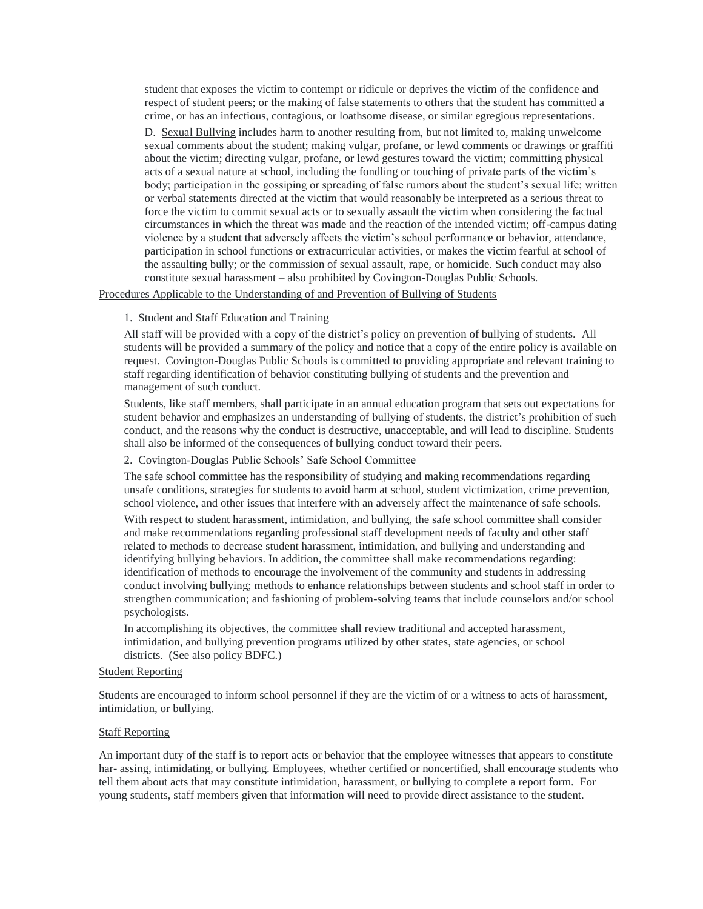student that exposes the victim to contempt or ridicule or deprives the victim of the confidence and respect of student peers; or the making of false statements to others that the student has committed a crime, or has an infectious, contagious, or loathsome disease, or similar egregious representations.

D. Sexual Bullying includes harm to another resulting from, but not limited to, making unwelcome sexual comments about the student; making vulgar, profane, or lewd comments or drawings or graffiti about the victim; directing vulgar, profane, or lewd gestures toward the victim; committing physical acts of a sexual nature at school, including the fondling or touching of private parts of the victim's body; participation in the gossiping or spreading of false rumors about the student's sexual life; written or verbal statements directed at the victim that would reasonably be interpreted as a serious threat to force the victim to commit sexual acts or to sexually assault the victim when considering the factual circumstances in which the threat was made and the reaction of the intended victim; off-campus dating violence by a student that adversely affects the victim's school performance or behavior, attendance, participation in school functions or extracurricular activities, or makes the victim fearful at school of the assaulting bully; or the commission of sexual assault, rape, or homicide. Such conduct may also constitute sexual harassment – also prohibited by Covington-Douglas Public Schools.

## Procedures Applicable to the Understanding of and Prevention of Bullying of Students

1. Student and Staff Education and Training

All staff will be provided with a copy of the district's policy on prevention of bullying of students. All students will be provided a summary of the policy and notice that a copy of the entire policy is available on request. Covington-Douglas Public Schools is committed to providing appropriate and relevant training to staff regarding identification of behavior constituting bullying of students and the prevention and management of such conduct.

Students, like staff members, shall participate in an annual education program that sets out expectations for student behavior and emphasizes an understanding of bullying of students, the district's prohibition of such conduct, and the reasons why the conduct is destructive, unacceptable, and will lead to discipline. Students shall also be informed of the consequences of bullying conduct toward their peers.

2. Covington-Douglas Public Schools' Safe School Committee

The safe school committee has the responsibility of studying and making recommendations regarding unsafe conditions, strategies for students to avoid harm at school, student victimization, crime prevention, school violence, and other issues that interfere with an adversely affect the maintenance of safe schools.

With respect to student harassment, intimidation, and bullying, the safe school committee shall consider and make recommendations regarding professional staff development needs of faculty and other staff related to methods to decrease student harassment, intimidation, and bullying and understanding and identifying bullying behaviors. In addition, the committee shall make recommendations regarding: identification of methods to encourage the involvement of the community and students in addressing conduct involving bullying; methods to enhance relationships between students and school staff in order to strengthen communication; and fashioning of problem-solving teams that include counselors and/or school psychologists.

In accomplishing its objectives, the committee shall review traditional and accepted harassment, intimidation, and bullying prevention programs utilized by other states, state agencies, or school districts. (See also policy BDFC.)

## Student Reporting

Students are encouraged to inform school personnel if they are the victim of or a witness to acts of harassment, intimidation, or bullying.

## Staff Reporting

An important duty of the staff is to report acts or behavior that the employee witnesses that appears to constitute har- assing, intimidating, or bullying. Employees, whether certified or noncertified, shall encourage students who tell them about acts that may constitute intimidation, harassment, or bullying to complete a report form. For young students, staff members given that information will need to provide direct assistance to the student.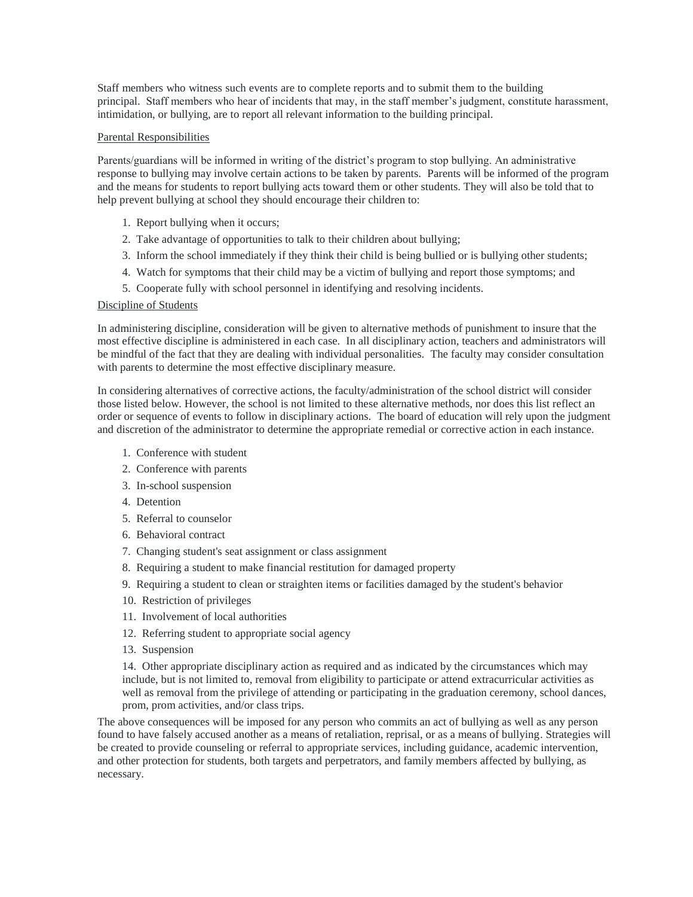Staff members who witness such events are to complete reports and to submit them to the building principal. Staff members who hear of incidents that may, in the staff member's judgment, constitute harassment, intimidation, or bullying, are to report all relevant information to the building principal.

<u>Parental Responsibilities</u>

Parents/guardians will be informed in writing of the district's program to stop bullying. An administrative response to bullying may involve certain actions to be taken by parents. Parents will be informed of the program and the means for students to report bullying acts toward them or other students. They will also be told that to help prevent bullying at school they should encourage their children to:

1. Report bullying when it occurs;
2. Take advantage of opportunities to talk to their children about bullying;
3. Inform the school immediately if they think their child is being bullied or is bullying other students;
4. Watch for symptoms that their child may be a victim of bullying and report those symptoms; and
5. Cooperate fully with school personnel in identifying and resolving incidents.

<u>Discipline of Students</u>

In administering discipline, consideration will be given to alternative methods of punishment to insure that the most effective discipline is administered in each case. In all disciplinary action, teachers and administrators will be mindful of the fact that they are dealing with individual personalities. The faculty may consider consultation with parents to determine the most effective disciplinary measure.

In considering alternatives of corrective actions, the faculty/administration of the school district will consider those listed below. However, the school is not limited to these alternative methods, nor does this list reflect an order or sequence of events to follow in disciplinary actions. The board of education will rely upon the judgment and discretion of the administrator to determine the appropriate remedial or corrective action in each instance.

1. Conference with student
2. Conference with parents
3. In-school suspension
4. Detention
5. Referral to counselor
6. Behavioral contract
7. Changing student's seat assignment or class assignment
8. Requiring a student to make financial restitution for damaged property
9. Requiring a student to clean or straighten items or facilities damaged by the student's behavior
10. Restriction of privileges
11. Involvement of local authorities
12. Referring student to appropriate social agency
13. Suspension
14. Other appropriate disciplinary action as required and as indicated by the circumstances which may include, but is not limited to, removal from eligibility to participate or attend extracurricular activities as well as removal from the privilege of attending or participating in the graduation ceremony, school dances, prom, prom activities, and/or class trips.

The above consequences will be imposed for any person who commits an act of bullying as well as any person found to have falsely accused another as a means of retaliation, reprisal, or as a means of bullying. Strategies will be created to provide counseling or referral to appropriate services, including guidance, academic intervention, and other protection for students, both targets and perpetrators, and family members affected by bullying, as necessary.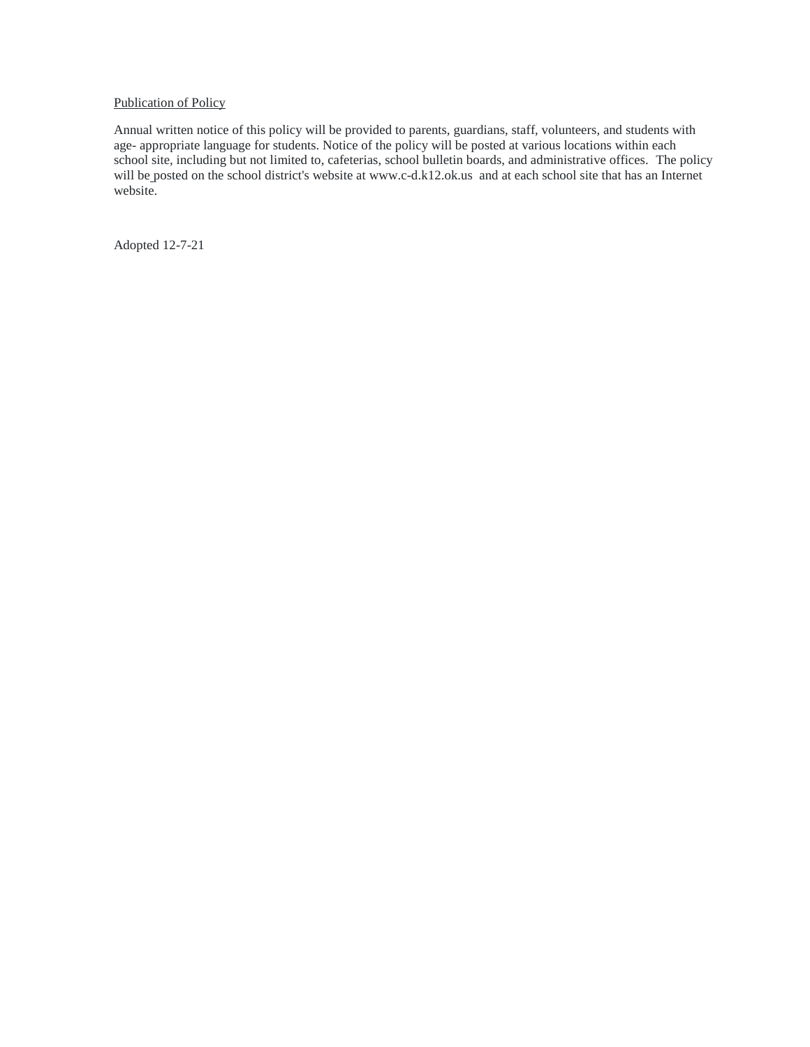<u>Publication of Policy</u>

Annual written notice of this policy will be provided to parents, guardians, staff, volunteers, and students with age- appropriate language for students. Notice of the policy will be posted at various locations within each school site, including but not limited to, cafeterias, school bulletin boards, and administrative offices. The policy will be posted on the school district's website at www.c-d.k12.ok.us and at each school site that has an Internet website.

Adopted 12-7-21